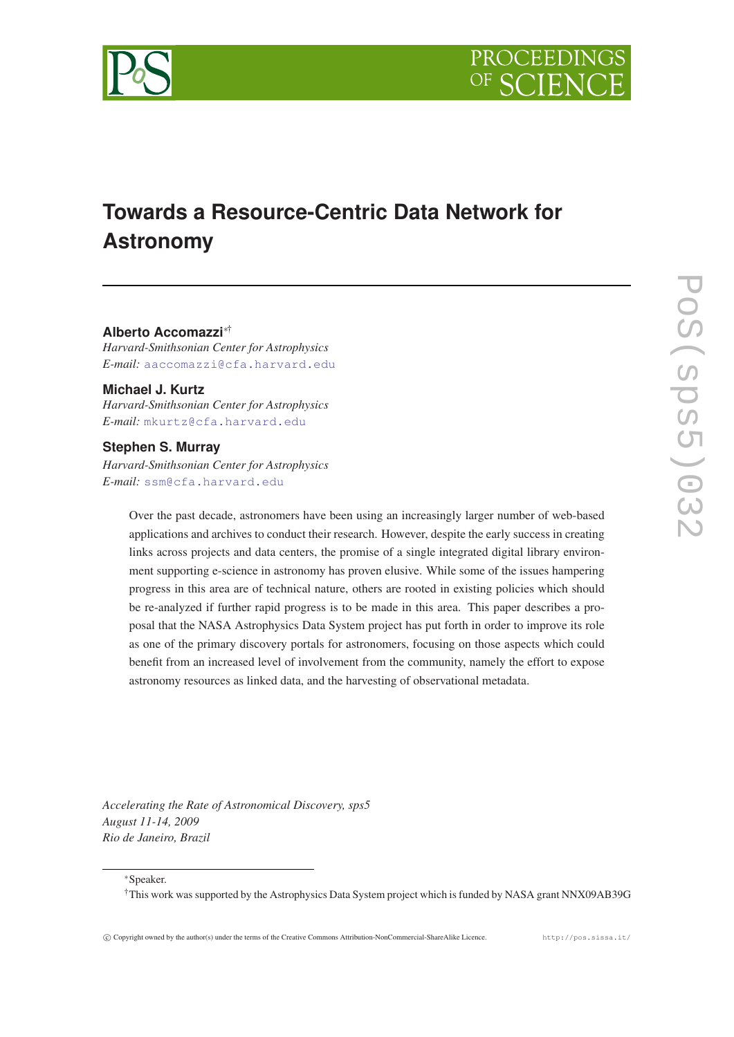# Towards a Resource-Centric Data Network for Astronomy

**Alberto Accomazzi**[*†]
*Harvard-Smithsonian Center for Astrophysics*
*E-mail:* aaccomazzi@cfa.harvard.edu

**Michael J. Kurtz**
*Harvard-Smithsonian Center for Astrophysics*
*E-mail:* mkurtz@cfa.harvard.edu

**Stephen S. Murray**
*Harvard-Smithsonian Center for Astrophysics*
*E-mail:* ssm@cfa.harvard.edu

Over the past decade, astronomers have been using an increasingly larger number of web-based applications and archives to conduct their research. However, despite the early success in creating links across projects and data centers, the promise of a single integrated digital library environment supporting e-science in astronomy has proven elusive. While some of the issues hampering progress in this area are of technical nature, others are rooted in existing policies which should be re-analyzed if further rapid progress is to be made in this area. This paper describes a proposal that the NASA Astrophysics Data System project has put forth in order to improve its role as one of the primary discovery portals for astronomers, focusing on those aspects which could benefit from an increased level of involvement from the community, namely the effort to expose astronomy resources as linked data, and the harvesting of observational metadata.

*Accelerating the Rate of Astronomical Discovery, sps5*
*August 11-14, 2009*
*Rio de Janeiro, Brazil*

[*] Speaker.
[†] This work was supported by the Astrophysics Data System project which is funded by NASA grant NNX09AB39G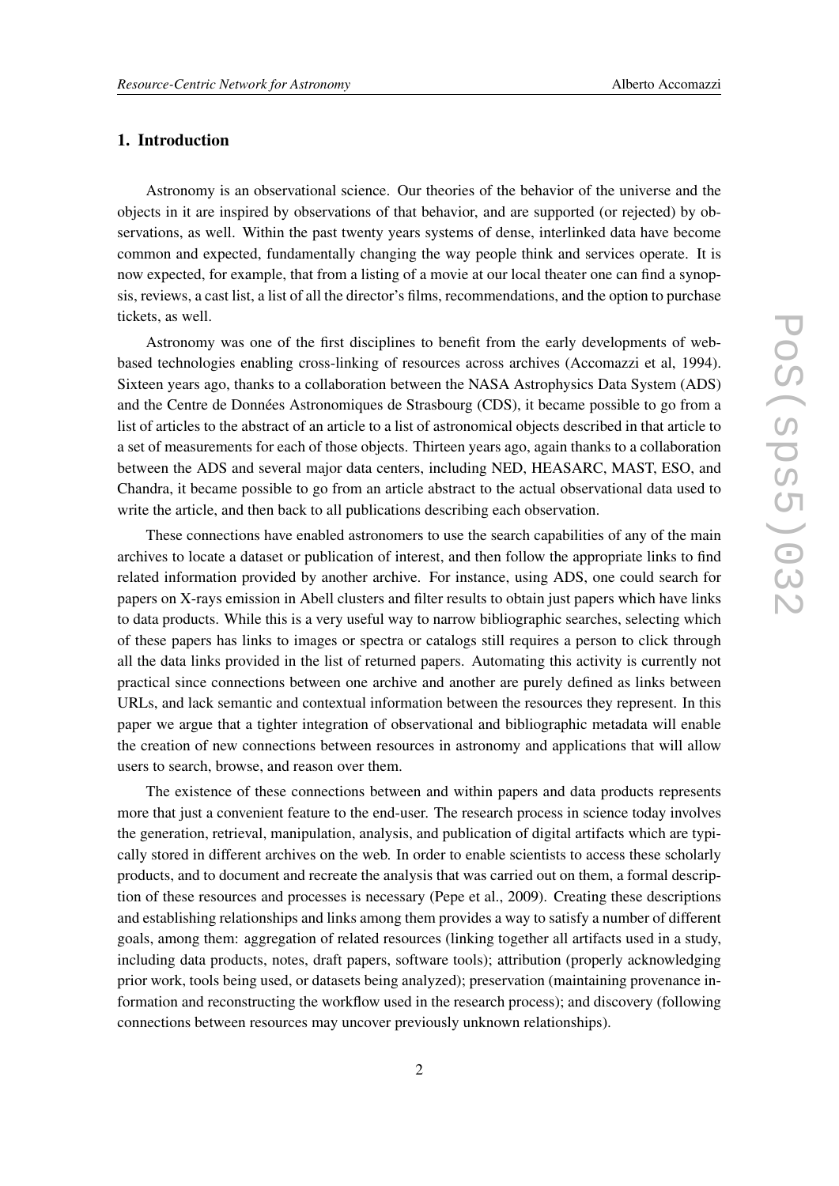## 1. Introduction

Astronomy is an observational science. Our theories of the behavior of the universe and the objects in it are inspired by observations of that behavior, and are supported (or rejected) by observations, as well. Within the past twenty years systems of dense, interlinked data have become common and expected, fundamentally changing the way people think and services operate. It is now expected, for example, that from a listing of a movie at our local theater one can find a synopsis, reviews, a cast list, a list of all the director's films, recommendations, and the option to purchase tickets, as well.

Astronomy was one of the first disciplines to benefit from the early developments of web-based technologies enabling cross-linking of resources across archives (Accomazzi et al, 1994). Sixteen years ago, thanks to a collaboration between the NASA Astrophysics Data System (ADS) and the Centre de Données Astronomiques de Strasbourg (CDS), it became possible to go from a list of articles to the abstract of an article to a list of astronomical objects described in that article to a set of measurements for each of those objects. Thirteen years ago, again thanks to a collaboration between the ADS and several major data centers, including NED, HEASARC, MAST, ESO, and Chandra, it became possible to go from an article abstract to the actual observational data used to write the article, and then back to all publications describing each observation.

These connections have enabled astronomers to use the search capabilities of any of the main archives to locate a dataset or publication of interest, and then follow the appropriate links to find related information provided by another archive. For instance, using ADS, one could search for papers on X-rays emission in Abell clusters and filter results to obtain just papers which have links to data products. While this is a very useful way to narrow bibliographic searches, selecting which of these papers has links to images or spectra or catalogs still requires a person to click through all the data links provided in the list of returned papers. Automating this activity is currently not practical since connections between one archive and another are purely defined as links between URLs, and lack semantic and contextual information between the resources they represent. In this paper we argue that a tighter integration of observational and bibliographic metadata will enable the creation of new connections between resources in astronomy and applications that will allow users to search, browse, and reason over them.

The existence of these connections between and within papers and data products represents more that just a convenient feature to the end-user. The research process in science today involves the generation, retrieval, manipulation, analysis, and publication of digital artifacts which are typically stored in different archives on the web. In order to enable scientists to access these scholarly products, and to document and recreate the analysis that was carried out on them, a formal description of these resources and processes is necessary (Pepe et al., 2009). Creating these descriptions and establishing relationships and links among them provides a way to satisfy a number of different goals, among them: aggregation of related resources (linking together all artifacts used in a study, including data products, notes, draft papers, software tools); attribution (properly acknowledging prior work, tools being used, or datasets being analyzed); preservation (maintaining provenance information and reconstructing the workflow used in the research process); and discovery (following connections between resources may uncover previously unknown relationships).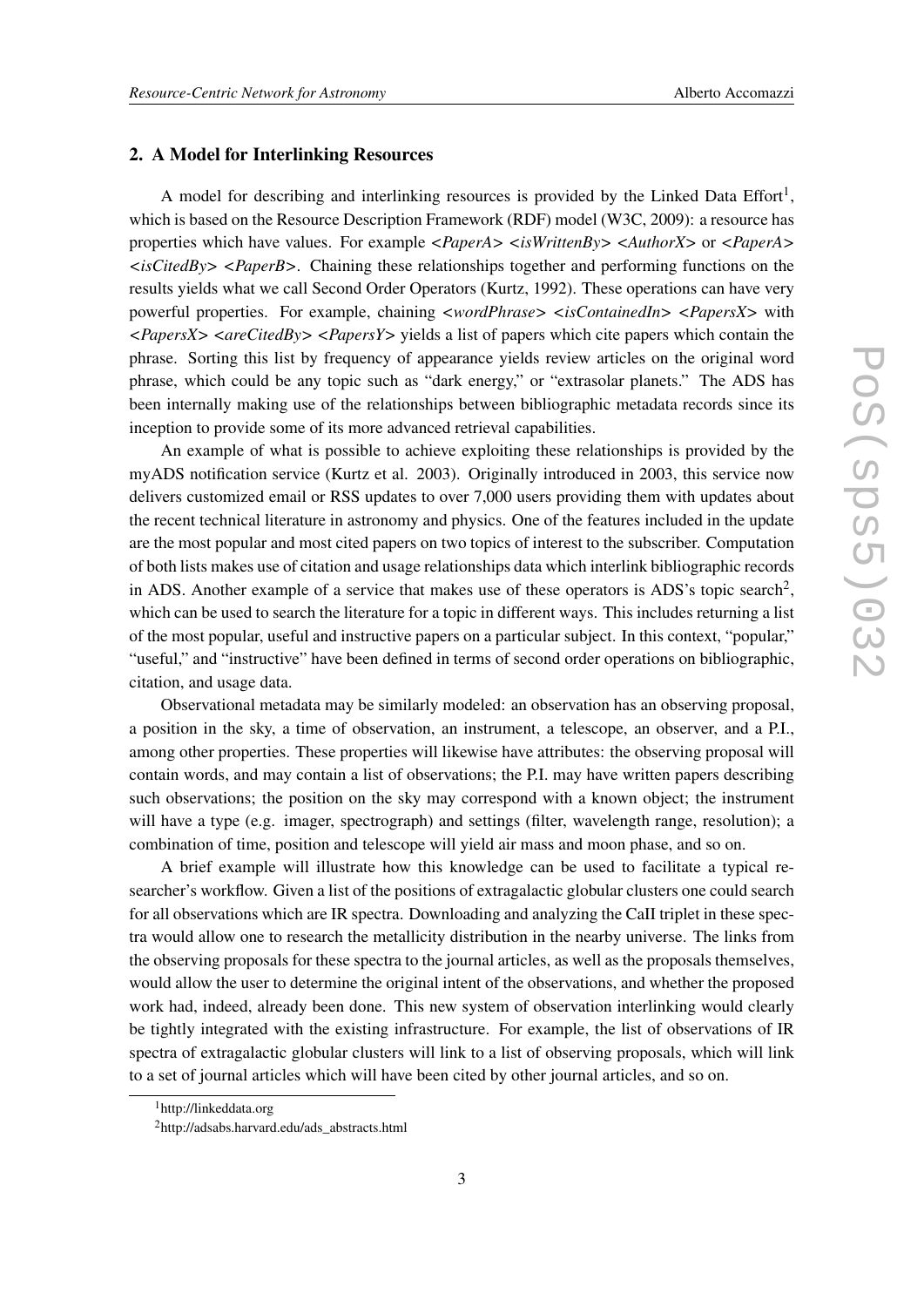## 2. A Model for Interlinking Resources

A model for describing and interlinking resources is provided by the Linked Data Effort[1], which is based on the Resource Description Framework (RDF) model (W3C, 2009): a resource has properties which have values. For example <*PaperA*> <*isWrittenBy*> <*AuthorX*> or <*PaperA*> <*isCitedBy*> <*PaperB*>. Chaining these relationships together and performing functions on the results yields what we call Second Order Operators (Kurtz, 1992). These operations can have very powerful properties. For example, chaining <*wordPhrase*> <*isContainedIn*> <*PapersX*> with <*PapersX*> <*areCitedBy*> <*PapersY*> yields a list of papers which cite papers which contain the phrase. Sorting this list by frequency of appearance yields review articles on the original word phrase, which could be any topic such as "dark energy," or "extrasolar planets." The ADS has been internally making use of the relationships between bibliographic metadata records since its inception to provide some of its more advanced retrieval capabilities.

An example of what is possible to achieve exploiting these relationships is provided by the myADS notification service (Kurtz et al. 2003). Originally introduced in 2003, this service now delivers customized email or RSS updates to over 7,000 users providing them with updates about the recent technical literature in astronomy and physics. One of the features included in the update are the most popular and most cited papers on two topics of interest to the subscriber. Computation of both lists makes use of citation and usage relationships data which interlink bibliographic records in ADS. Another example of a service that makes use of these operators is ADS's topic search[2], which can be used to search the literature for a topic in different ways. This includes returning a list of the most popular, useful and instructive papers on a particular subject. In this context, "popular," "useful," and "instructive" have been defined in terms of second order operations on bibliographic, citation, and usage data.

Observational metadata may be similarly modeled: an observation has an observing proposal, a position in the sky, a time of observation, an instrument, a telescope, an observer, and a P.I., among other properties. These properties will likewise have attributes: the observing proposal will contain words, and may contain a list of observations; the P.I. may have written papers describing such observations; the position on the sky may correspond with a known object; the instrument will have a type (e.g. imager, spectrograph) and settings (filter, wavelength range, resolution); a combination of time, position and telescope will yield air mass and moon phase, and so on.

A brief example will illustrate how this knowledge can be used to facilitate a typical researcher's workflow. Given a list of the positions of extragalactic globular clusters one could search for all observations which are IR spectra. Downloading and analyzing the CaII triplet in these spectra would allow one to research the metallicity distribution in the nearby universe. The links from the observing proposals for these spectra to the journal articles, as well as the proposals themselves, would allow the user to determine the original intent of the observations, and whether the proposed work had, indeed, already been done. This new system of observation interlinking would clearly be tightly integrated with the existing infrastructure. For example, the list of observations of IR spectra of extragalactic globular clusters will link to a list of observing proposals, which will link to a set of journal articles which will have been cited by other journal articles, and so on.

[1] http://linkeddata.org

[2] http://adsabs.harvard.edu/ads_abstracts.html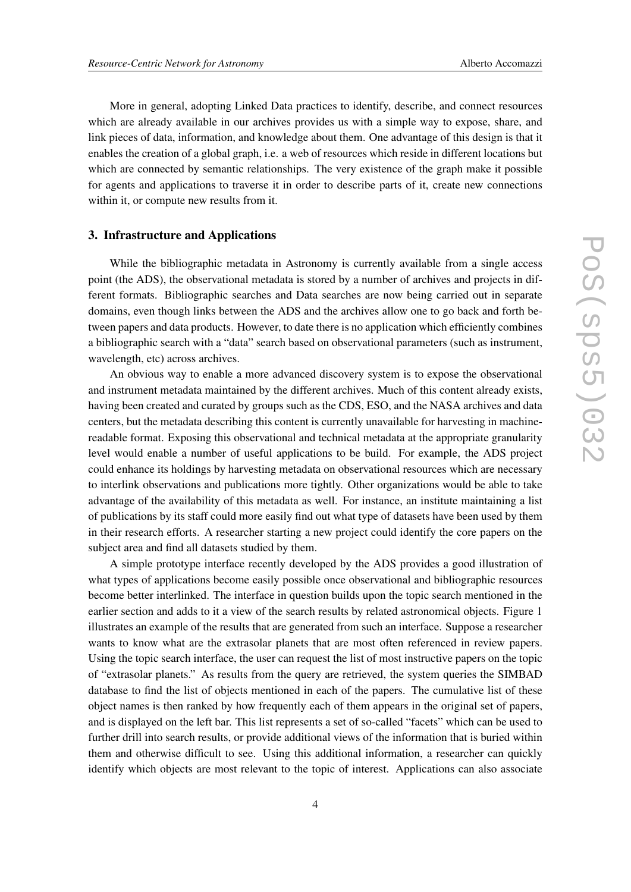More in general, adopting Linked Data practices to identify, describe, and connect resources which are already available in our archives provides us with a simple way to expose, share, and link pieces of data, information, and knowledge about them. One advantage of this design is that it enables the creation of a global graph, i.e. a web of resources which reside in different locations but which are connected by semantic relationships. The very existence of the graph make it possible for agents and applications to traverse it in order to describe parts of it, create new connections within it, or compute new results from it.

## 3. Infrastructure and Applications

While the bibliographic metadata in Astronomy is currently available from a single access point (the ADS), the observational metadata is stored by a number of archives and projects in different formats. Bibliographic searches and Data searches are now being carried out in separate domains, even though links between the ADS and the archives allow one to go back and forth between papers and data products. However, to date there is no application which efficiently combines a bibliographic search with a "data" search based on observational parameters (such as instrument, wavelength, etc) across archives.

An obvious way to enable a more advanced discovery system is to expose the observational and instrument metadata maintained by the different archives. Much of this content already exists, having been created and curated by groups such as the CDS, ESO, and the NASA archives and data centers, but the metadata describing this content is currently unavailable for harvesting in machine-readable format. Exposing this observational and technical metadata at the appropriate granularity level would enable a number of useful applications to be build. For example, the ADS project could enhance its holdings by harvesting metadata on observational resources which are necessary to interlink observations and publications more tightly. Other organizations would be able to take advantage of the availability of this metadata as well. For instance, an institute maintaining a list of publications by its staff could more easily find out what type of datasets have been used by them in their research efforts. A researcher starting a new project could identify the core papers on the subject area and find all datasets studied by them.

A simple prototype interface recently developed by the ADS provides a good illustration of what types of applications become easily possible once observational and bibliographic resources become better interlinked. The interface in question builds upon the topic search mentioned in the earlier section and adds to it a view of the search results by related astronomical objects. Figure 1 illustrates an example of the results that are generated from such an interface. Suppose a researcher wants to know what are the extrasolar planets that are most often referenced in review papers. Using the topic search interface, the user can request the list of most instructive papers on the topic of "extrasolar planets." As results from the query are retrieved, the system queries the SIMBAD database to find the list of objects mentioned in each of the papers. The cumulative list of these object names is then ranked by how frequently each of them appears in the original set of papers, and is displayed on the left bar. This list represents a set of so-called "facets" which can be used to further drill into search results, or provide additional views of the information that is buried within them and otherwise difficult to see. Using this additional information, a researcher can quickly identify which objects are most relevant to the topic of interest. Applications can also associate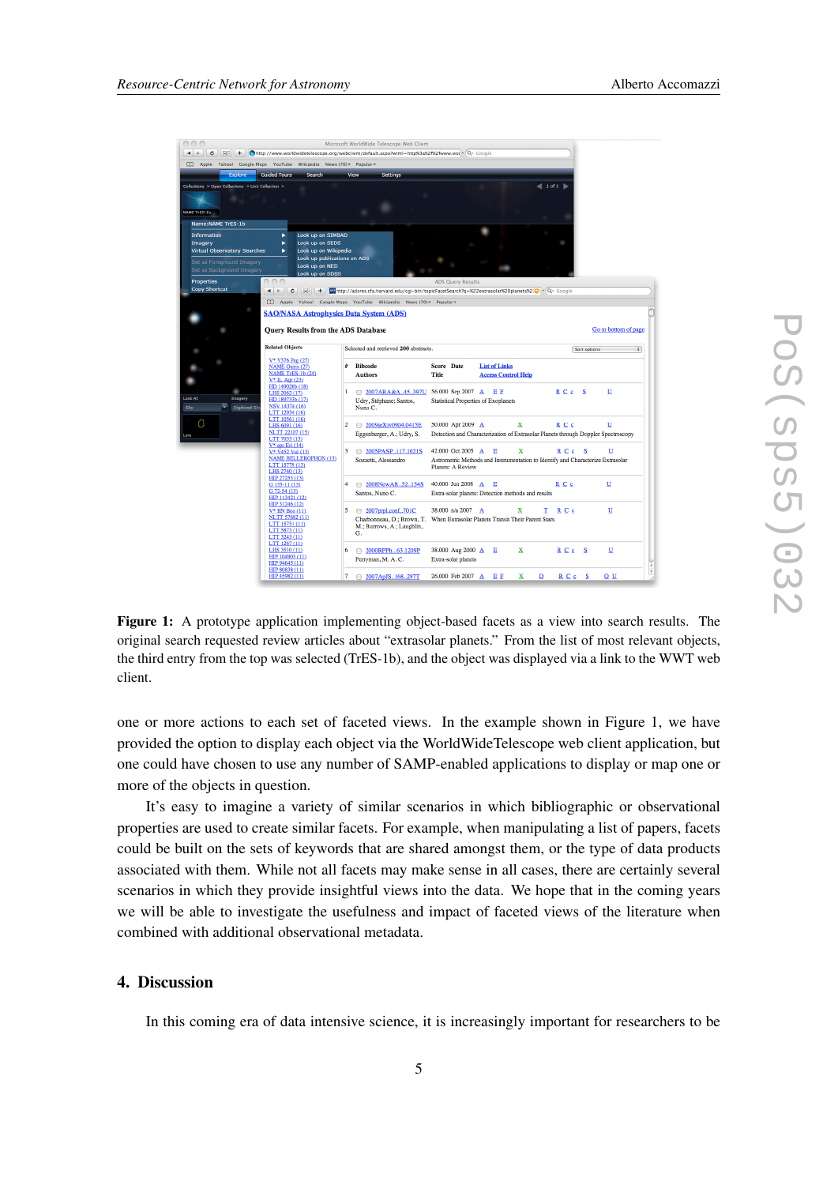**Figure 1:** A prototype application implementing object-based facets as a view into search results. The original search requested review articles about "extrasolar planets." From the list of most relevant objects, the third entry from the top was selected (TrES-1b), and the object was displayed via a link to the WWT web client.

one or more actions to each set of faceted views. In the example shown in Figure 1, we have provided the option to display each object via the WorldWideTelescope web client application, but one could have chosen to use any number of SAMP-enabled applications to display or map one or more of the objects in question.

It's easy to imagine a variety of similar scenarios in which bibliographic or observational properties are used to create similar facets. For example, when manipulating a list of papers, facets could be built on the sets of keywords that are shared amongst them, or the type of data products associated with them. While not all facets may make sense in all cases, there are certainly several scenarios in which they provide insightful views into the data. We hope that in the coming years we will be able to investigate the usefulness and impact of faceted views of the literature when combined with additional observational metadata.

## 4. Discussion

In this coming era of data intensive science, it is increasingly important for researchers to be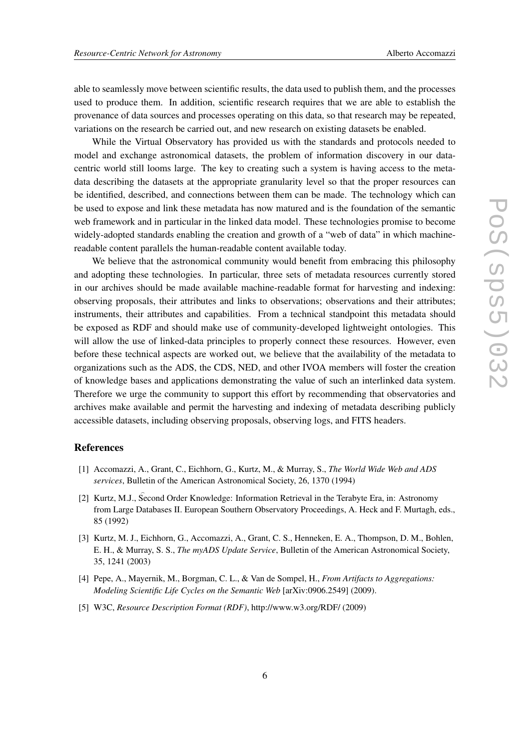able to seamlessly move between scientific results, the data used to publish them, and the processes used to produce them. In addition, scientific research requires that we are able to establish the provenance of data sources and processes operating on this data, so that research may be repeated, variations on the research be carried out, and new research on existing datasets be enabled.

While the Virtual Observatory has provided us with the standards and protocols needed to model and exchange astronomical datasets, the problem of information discovery in our data-centric world still looms large. The key to creating such a system is having access to the metadata describing the datasets at the appropriate granularity level so that the proper resources can be identified, described, and connections between them can be made. The technology which can be used to expose and link these metadata has now matured and is the foundation of the semantic web framework and in particular in the linked data model. These technologies promise to become widely-adopted standards enabling the creation and growth of a "web of data" in which machine-readable content parallels the human-readable content available today.

We believe that the astronomical community would benefit from embracing this philosophy and adopting these technologies. In particular, three sets of metadata resources currently stored in our archives should be made available machine-readable format for harvesting and indexing: observing proposals, their attributes and links to observations; observations and their attributes; instruments, their attributes and capabilities. From a technical standpoint this metadata should be exposed as RDF and should make use of community-developed lightweight ontologies. This will allow the use of linked-data principles to properly connect these resources. However, even before these technical aspects are worked out, we believe that the availability of the metadata to organizations such as the ADS, the CDS, NED, and other IVOA members will foster the creation of knowledge bases and applications demonstrating the value of such an interlinked data system. Therefore we urge the community to support this effort by recommending that observatories and archives make available and permit the harvesting and indexing of metadata describing publicly accessible datasets, including observing proposals, observing logs, and FITS headers.

## References

[1] Accomazzi, A., Grant, C., Eichhorn, G., Kurtz, M., & Murray, S., *The World Wide Web and ADS services*, Bulletin of the American Astronomical Society, 26, 1370 (1994)

[2] Kurtz, M.J., Second Order Knowledge: Information Retrieval in the Terabyte Era, in: Astronomy from Large Databases II. European Southern Observatory Proceedings, A. Heck and F. Murtagh, eds., 85 (1992)

[3] Kurtz, M. J., Eichhorn, G., Accomazzi, A., Grant, C. S., Henneken, E. A., Thompson, D. M., Bohlen, E. H., & Murray, S. S., *The myADS Update Service*, Bulletin of the American Astronomical Society, 35, 1241 (2003)

[4] Pepe, A., Mayernik, M., Borgman, C. L., & Van de Sompel, H., *From Artifacts to Aggregations: Modeling Scientific Life Cycles on the Semantic Web* [arXiv:0906.2549] (2009).

[5] W3C, *Resource Description Format (RDF)*, http://www.w3.org/RDF/ (2009)